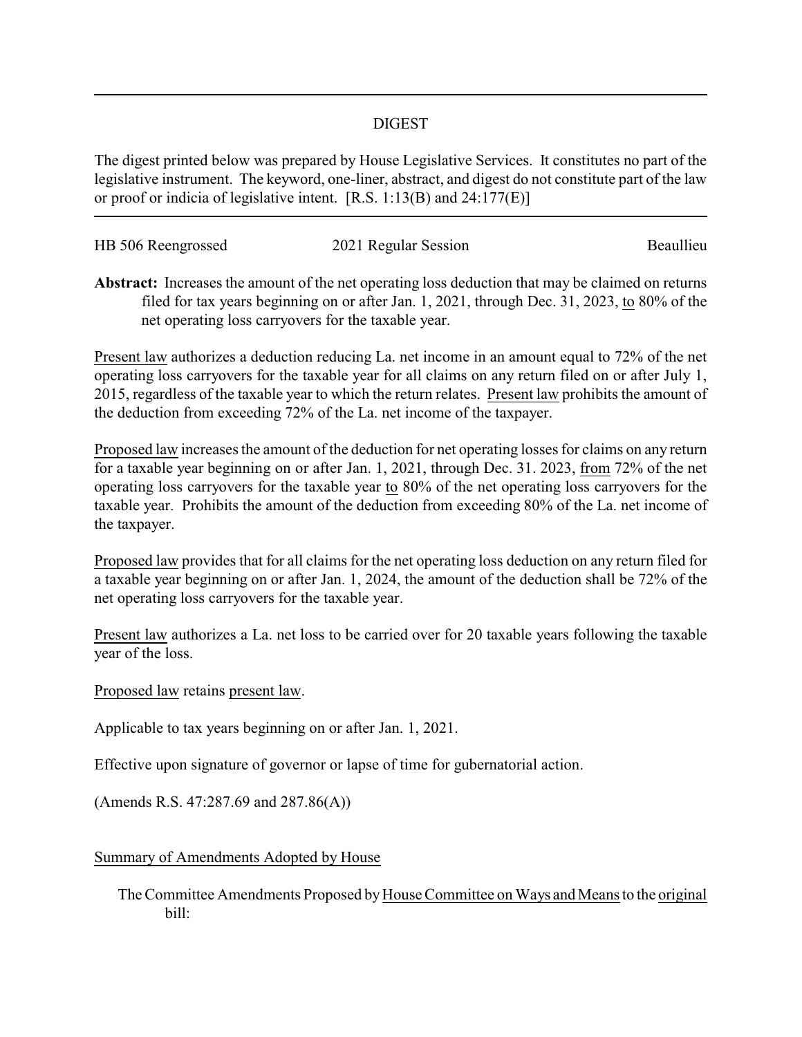# DIGEST

The digest printed below was prepared by House Legislative Services. It constitutes no part of the legislative instrument. The keyword, one-liner, abstract, and digest do not constitute part of the law or proof or indicia of legislative intent. [R.S. 1:13(B) and 24:177(E)]

HB 506 Reengrossed — 2021 Regular Session — Beaullieu

**Abstract:** Increases the amount of the net operating loss deduction that may be claimed on returns filed for tax years beginning on or after Jan. 1, 2021, through Dec. 31, 2023, to 80% of the net operating loss carryovers for the taxable year.

Present law authorizes a deduction reducing La. net income in an amount equal to 72% of the net operating loss carryovers for the taxable year for all claims on any return filed on or after July 1, 2015, regardless of the taxable year to which the return relates. Present law prohibits the amount of the deduction from exceeding 72% of the La. net income of the taxpayer.

Proposed law increases the amount of the deduction for net operating losses for claims on any return for a taxable year beginning on or after Jan. 1, 2021, through Dec. 31. 2023, from 72% of the net operating loss carryovers for the taxable year to 80% of the net operating loss carryovers for the taxable year. Prohibits the amount of the deduction from exceeding 80% of the La. net income of the taxpayer.

Proposed law provides that for all claims for the net operating loss deduction on any return filed for a taxable year beginning on or after Jan. 1, 2024, the amount of the deduction shall be 72% of the net operating loss carryovers for the taxable year.

Present law authorizes a La. net loss to be carried over for 20 taxable years following the taxable year of the loss.

Proposed law retains present law.

Applicable to tax years beginning on or after Jan. 1, 2021.

Effective upon signature of governor or lapse of time for gubernatorial action.

(Amends R.S. 47:287.69 and 287.86(A))

Summary of Amendments Adopted by House

The Committee Amendments Proposed by House Committee on Ways and Means to the original bill: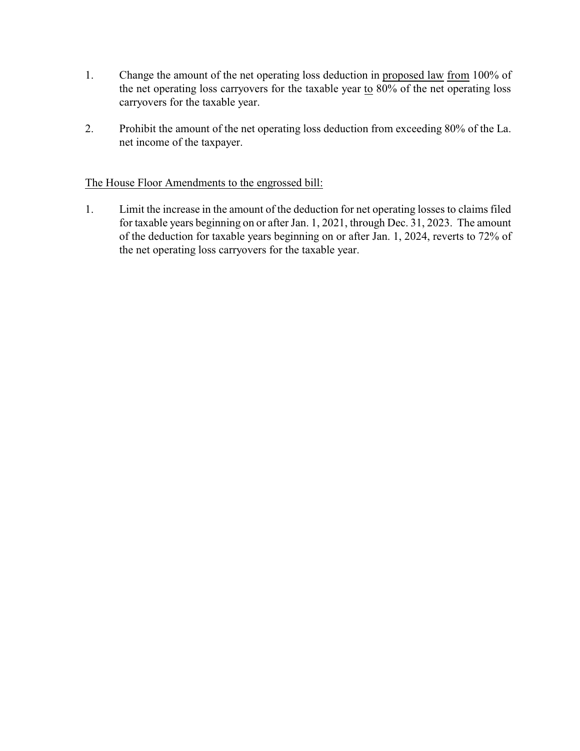1. Change the amount of the net operating loss deduction in <u>proposed law</u> <u>from</u> 100% of the net operating loss carryovers for the taxable year <u>to</u> 80% of the net operating loss carryovers for the taxable year.

2. Prohibit the amount of the net operating loss deduction from exceeding 80% of the La. net income of the taxpayer.

<u>The House Floor Amendments to the engrossed bill:</u>

1. Limit the increase in the amount of the deduction for net operating losses to claims filed for taxable years beginning on or after Jan. 1, 2021, through Dec. 31, 2023. The amount of the deduction for taxable years beginning on or after Jan. 1, 2024, reverts to 72% of the net operating loss carryovers for the taxable year.